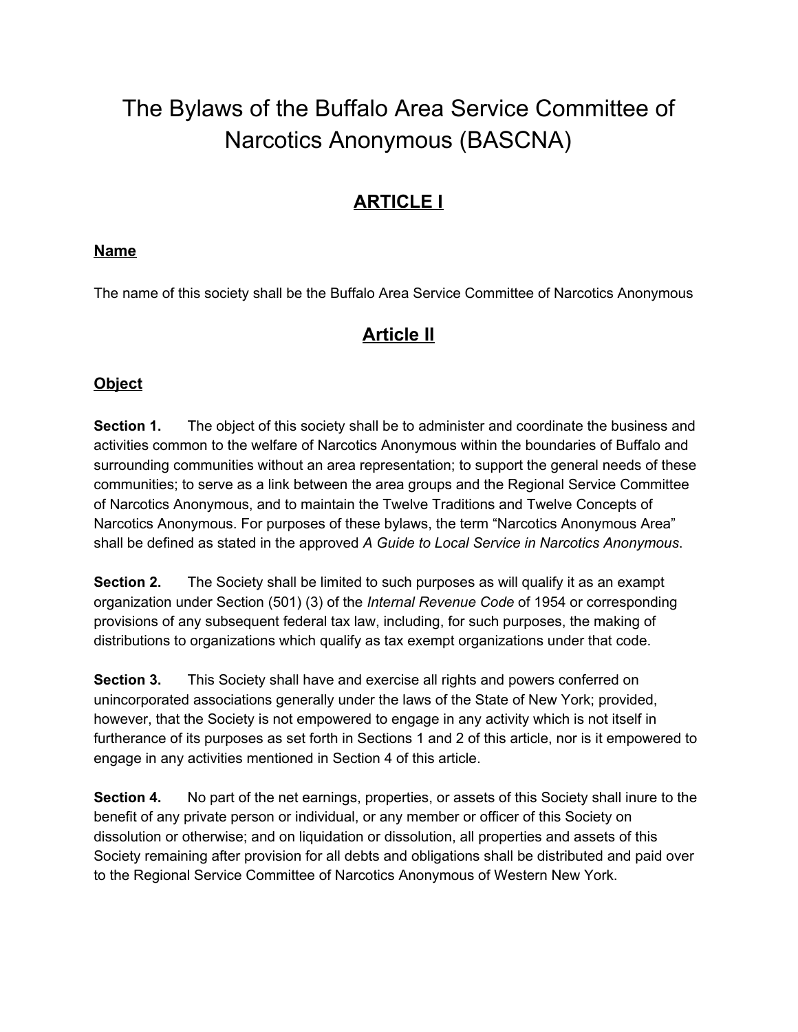# The Bylaws of the Buffalo Area Service Committee of Narcotics Anonymous (BASCNA)

## ARTICLE I

### Name

The name of this society shall be the Buffalo Area Service Committee of Narcotics Anonymous

## Article II

### Object

**Section 1.** The object of this society shall be to administer and coordinate the business and activities common to the welfare of Narcotics Anonymous within the boundaries of Buffalo and surrounding communities without an area representation; to support the general needs of these communities; to serve as a link between the area groups and the Regional Service Committee of Narcotics Anonymous, and to maintain the Twelve Traditions and Twelve Concepts of Narcotics Anonymous. For purposes of these bylaws, the term "Narcotics Anonymous Area" shall be defined as stated in the approved *A Guide to Local Service in Narcotics Anonymous*.

**Section 2.** The Society shall be limited to such purposes as will qualify it as an exampt organization under Section (501) (3) of the *Internal Revenue Code* of 1954 or corresponding provisions of any subsequent federal tax law, including, for such purposes, the making of distributions to organizations which qualify as tax exempt organizations under that code.

**Section 3.** This Society shall have and exercise all rights and powers conferred on unincorporated associations generally under the laws of the State of New York; provided, however, that the Society is not empowered to engage in any activity which is not itself in furtherance of its purposes as set forth in Sections 1 and 2 of this article, nor is it empowered to engage in any activities mentioned in Section 4 of this article.

**Section 4.** No part of the net earnings, properties, or assets of this Society shall inure to the benefit of any private person or individual, or any member or officer of this Society on dissolution or otherwise; and on liquidation or dissolution, all properties and assets of this Society remaining after provision for all debts and obligations shall be distributed and paid over to the Regional Service Committee of Narcotics Anonymous of Western New York.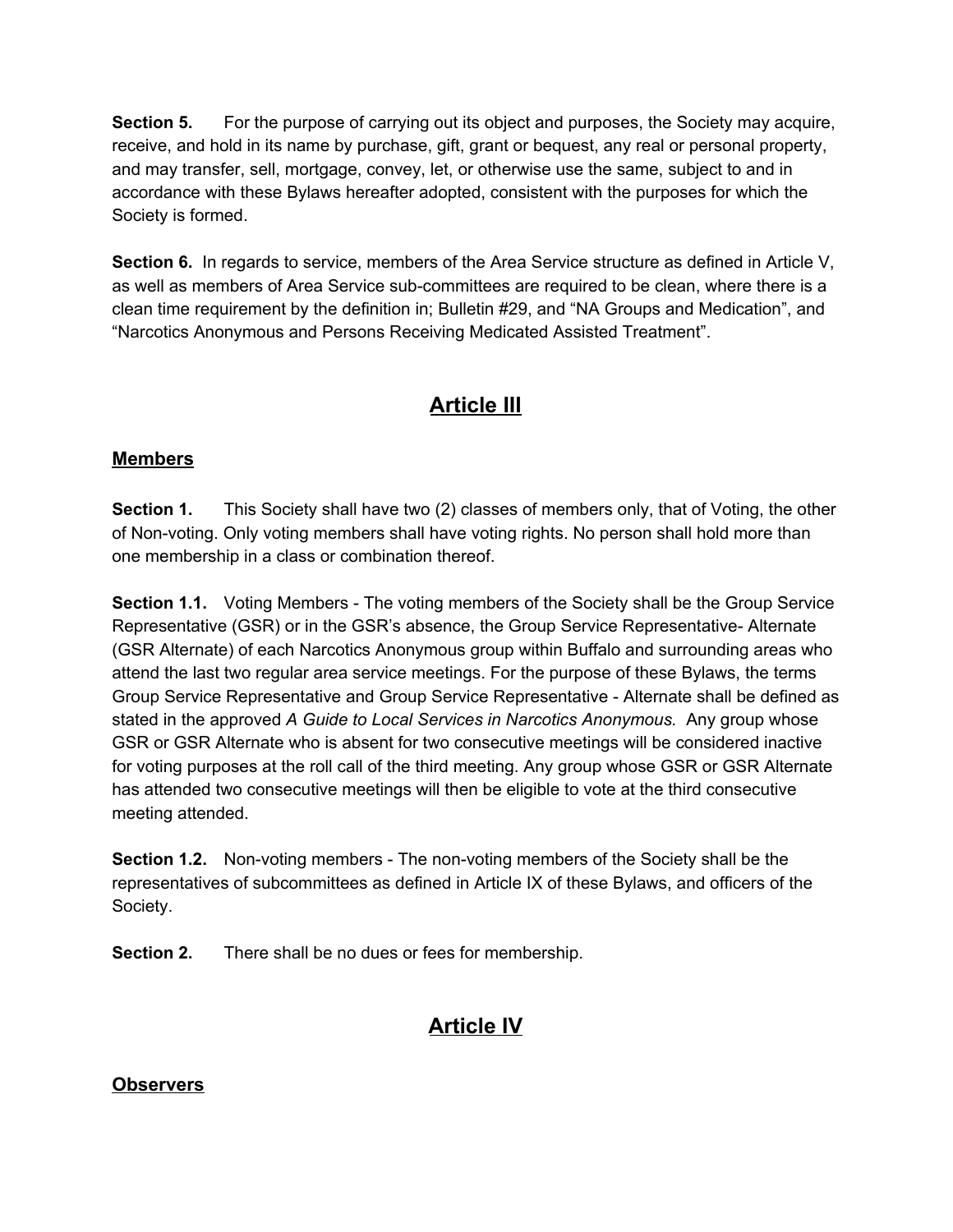**Section 5.** For the purpose of carrying out its object and purposes, the Society may acquire, receive, and hold in its name by purchase, gift, grant or bequest, any real or personal property, and may transfer, sell, mortgage, convey, let, or otherwise use the same, subject to and in accordance with these Bylaws hereafter adopted, consistent with the purposes for which the Society is formed.

**Section 6.** In regards to service, members of the Area Service structure as defined in Article V, as well as members of Area Service sub-committees are required to be clean, where there is a clean time requirement by the definition in; Bulletin #29, and "NA Groups and Medication", and "Narcotics Anonymous and Persons Receiving Medicated Assisted Treatment".

# Article III

## Members

**Section 1.** This Society shall have two (2) classes of members only, that of Voting, the other of Non-voting. Only voting members shall have voting rights. No person shall hold more than one membership in a class or combination thereof.

**Section 1.1.** Voting Members - The voting members of the Society shall be the Group Service Representative (GSR) or in the GSR's absence, the Group Service Representative- Alternate (GSR Alternate) of each Narcotics Anonymous group within Buffalo and surrounding areas who attend the last two regular area service meetings. For the purpose of these Bylaws, the terms Group Service Representative and Group Service Representative - Alternate shall be defined as stated in the approved *A Guide to Local Services in Narcotics Anonymous.* Any group whose GSR or GSR Alternate who is absent for two consecutive meetings will be considered inactive for voting purposes at the roll call of the third meeting. Any group whose GSR or GSR Alternate has attended two consecutive meetings will then be eligible to vote at the third consecutive meeting attended.

**Section 1.2.** Non-voting members - The non-voting members of the Society shall be the representatives of subcommittees as defined in Article IX of these Bylaws, and officers of the Society.

**Section 2.** There shall be no dues or fees for membership.

# Article IV

## Observers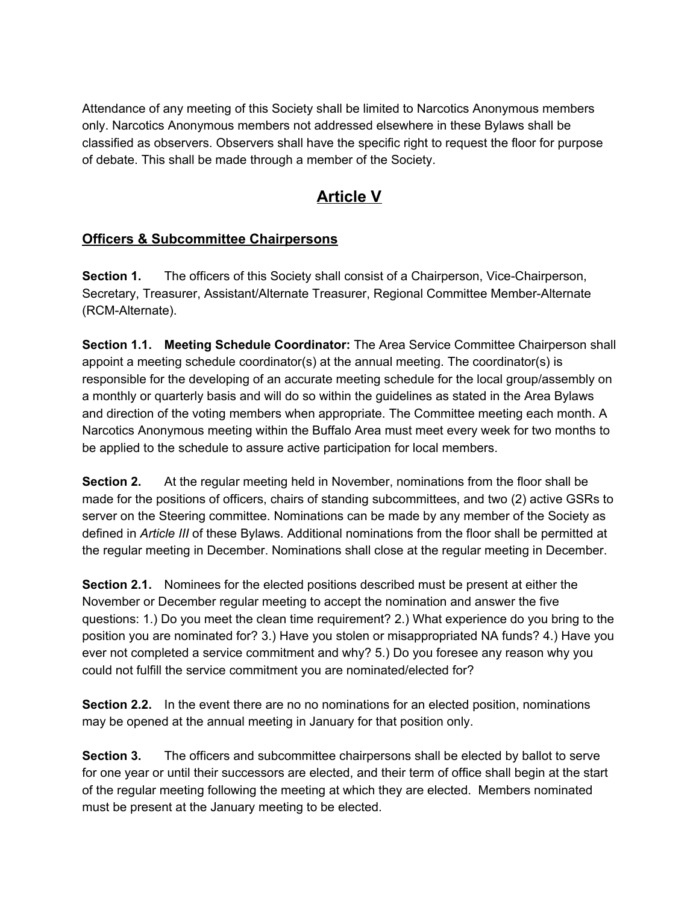Attendance of any meeting of this Society shall be limited to Narcotics Anonymous members only. Narcotics Anonymous members not addressed elsewhere in these Bylaws shall be classified as observers. Observers shall have the specific right to request the floor for purpose of debate. This shall be made through a member of the Society.

## Article V

### Officers & Subcommittee Chairpersons

**Section 1.** The officers of this Society shall consist of a Chairperson, Vice-Chairperson, Secretary, Treasurer, Assistant/Alternate Treasurer, Regional Committee Member-Alternate (RCM-Alternate).

**Section 1.1. Meeting Schedule Coordinator:** The Area Service Committee Chairperson shall appoint a meeting schedule coordinator(s) at the annual meeting. The coordinator(s) is responsible for the developing of an accurate meeting schedule for the local group/assembly on a monthly or quarterly basis and will do so within the guidelines as stated in the Area Bylaws and direction of the voting members when appropriate. The Committee meeting each month. A Narcotics Anonymous meeting within the Buffalo Area must meet every week for two months to be applied to the schedule to assure active participation for local members.

**Section 2.** At the regular meeting held in November, nominations from the floor shall be made for the positions of officers, chairs of standing subcommittees, and two (2) active GSRs to server on the Steering committee. Nominations can be made by any member of the Society as defined in *Article III* of these Bylaws. Additional nominations from the floor shall be permitted at the regular meeting in December. Nominations shall close at the regular meeting in December.

**Section 2.1.** Nominees for the elected positions described must be present at either the November or December regular meeting to accept the nomination and answer the five questions: 1.) Do you meet the clean time requirement? 2.) What experience do you bring to the position you are nominated for? 3.) Have you stolen or misappropriated NA funds? 4.) Have you ever not completed a service commitment and why? 5.) Do you foresee any reason why you could not fulfill the service commitment you are nominated/elected for?

**Section 2.2.** In the event there are no no nominations for an elected position, nominations may be opened at the annual meeting in January for that position only.

**Section 3.** The officers and subcommittee chairpersons shall be elected by ballot to serve for one year or until their successors are elected, and their term of office shall begin at the start of the regular meeting following the meeting at which they are elected. Members nominated must be present at the January meeting to be elected.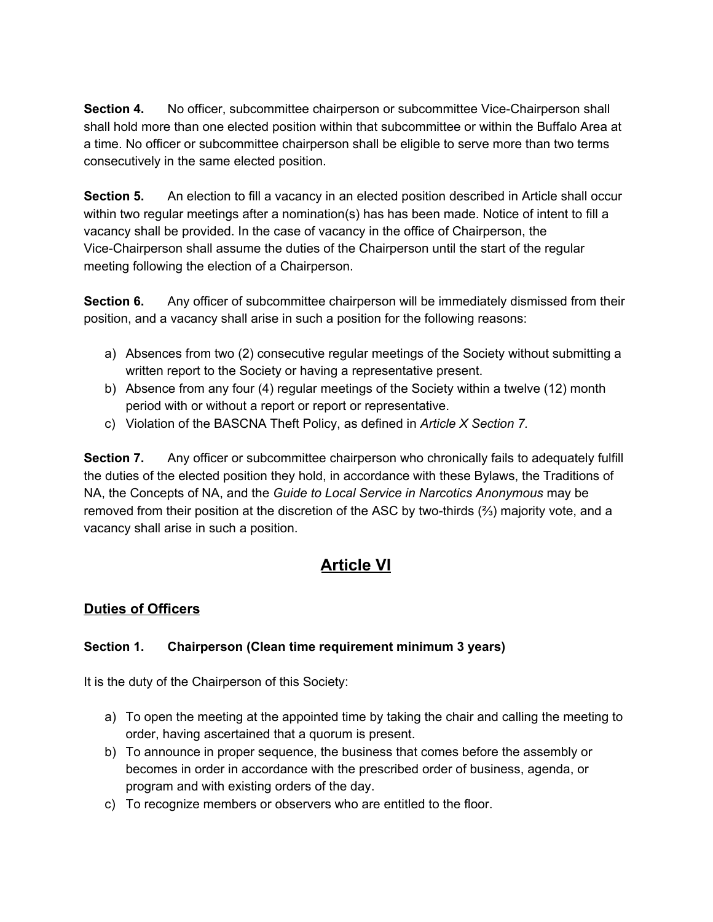**Section 4.** No officer, subcommittee chairperson or subcommittee Vice-Chairperson shall shall hold more than one elected position within that subcommittee or within the Buffalo Area at a time. No officer or subcommittee chairperson shall be eligible to serve more than two terms consecutively in the same elected position.

**Section 5.** An election to fill a vacancy in an elected position described in Article shall occur within two regular meetings after a nomination(s) has has been made. Notice of intent to fill a vacancy shall be provided. In the case of vacancy in the office of Chairperson, the Vice-Chairperson shall assume the duties of the Chairperson until the start of the regular meeting following the election of a Chairperson.

**Section 6.** Any officer of subcommittee chairperson will be immediately dismissed from their position, and a vacancy shall arise in such a position for the following reasons:

a) Absences from two (2) consecutive regular meetings of the Society without submitting a written report to the Society or having a representative present.
b) Absence from any four (4) regular meetings of the Society within a twelve (12) month period with or without a report or report or representative.
c) Violation of the BASCNA Theft Policy, as defined in *Article X Section 7.*

**Section 7.** Any officer or subcommittee chairperson who chronically fails to adequately fulfill the duties of the elected position they hold, in accordance with these Bylaws, the Traditions of NA, the Concepts of NA, and the *Guide to Local Service in Narcotics Anonymous* may be removed from their position at the discretion of the ASC by two-thirds (⅔) majority vote, and a vacancy shall arise in such a position.

# Article VI

## Duties of Officers

### Section 1. Chairperson (Clean time requirement minimum 3 years)

It is the duty of the Chairperson of this Society:

a) To open the meeting at the appointed time by taking the chair and calling the meeting to order, having ascertained that a quorum is present.
b) To announce in proper sequence, the business that comes before the assembly or becomes in order in accordance with the prescribed order of business, agenda, or program and with existing orders of the day.
c) To recognize members or observers who are entitled to the floor.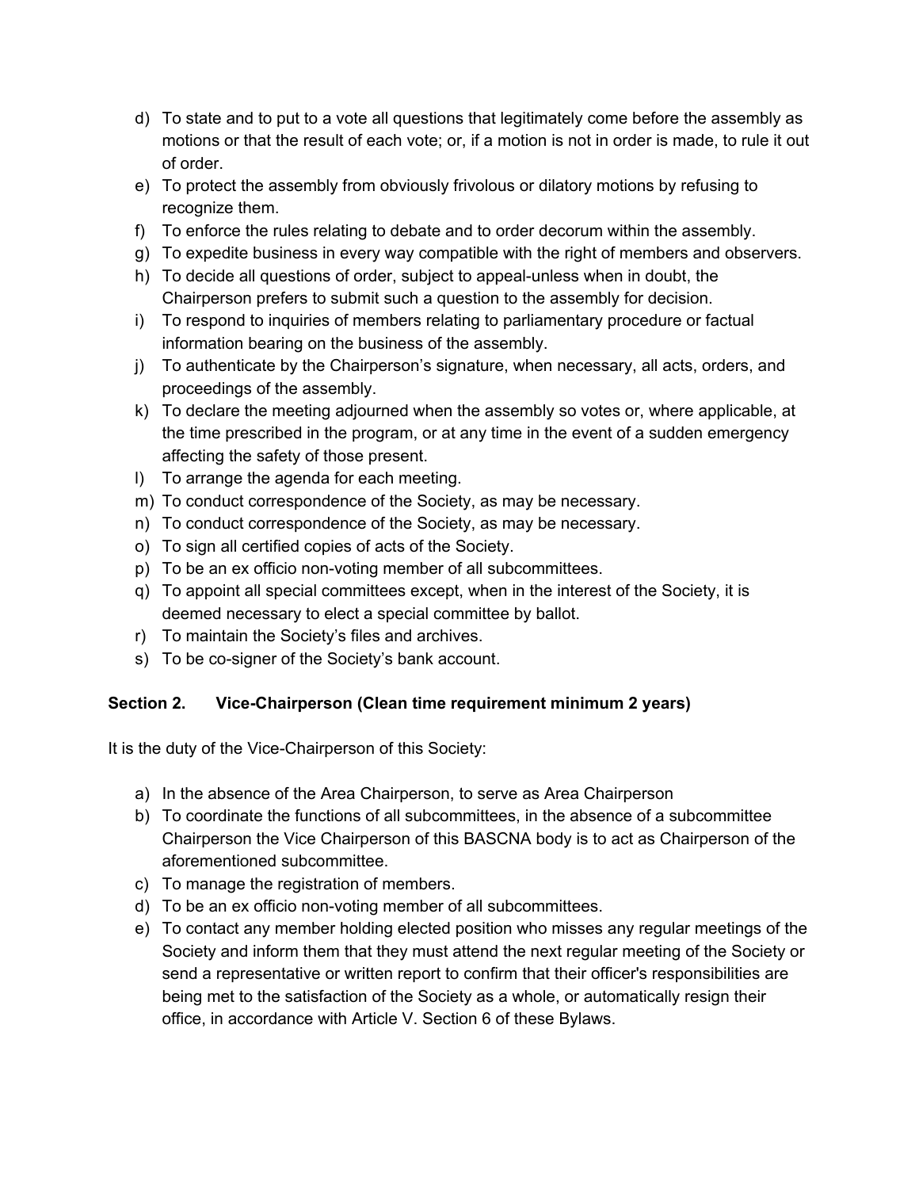d) To state and to put to a vote all questions that legitimately come before the assembly as motions or that the result of each vote; or, if a motion is not in order is made, to rule it out of order.
e) To protect the assembly from obviously frivolous or dilatory motions by refusing to recognize them.
f) To enforce the rules relating to debate and to order decorum within the assembly.
g) To expedite business in every way compatible with the right of members and observers.
h) To decide all questions of order, subject to appeal-unless when in doubt, the Chairperson prefers to submit such a question to the assembly for decision.
i) To respond to inquiries of members relating to parliamentary procedure or factual information bearing on the business of the assembly.
j) To authenticate by the Chairperson's signature, when necessary, all acts, orders, and proceedings of the assembly.
k) To declare the meeting adjourned when the assembly so votes or, where applicable, at the time prescribed in the program, or at any time in the event of a sudden emergency affecting the safety of those present.
l) To arrange the agenda for each meeting.
m) To conduct correspondence of the Society, as may be necessary.
n) To conduct correspondence of the Society, as may be necessary.
o) To sign all certified copies of acts of the Society.
p) To be an ex officio non-voting member of all subcommittees.
q) To appoint all special committees except, when in the interest of the Society, it is deemed necessary to elect a special committee by ballot.
r) To maintain the Society's files and archives.
s) To be co-signer of the Society's bank account.

**Section 2. Vice-Chairperson (Clean time requirement minimum 2 years)**

It is the duty of the Vice-Chairperson of this Society:

a) In the absence of the Area Chairperson, to serve as Area Chairperson
b) To coordinate the functions of all subcommittees, in the absence of a subcommittee Chairperson the Vice Chairperson of this BASCNA body is to act as Chairperson of the aforementioned subcommittee.
c) To manage the registration of members.
d) To be an ex officio non-voting member of all subcommittees.
e) To contact any member holding elected position who misses any regular meetings of the Society and inform them that they must attend the next regular meeting of the Society or send a representative or written report to confirm that their officer's responsibilities are being met to the satisfaction of the Society as a whole, or automatically resign their office, in accordance with Article V. Section 6 of these Bylaws.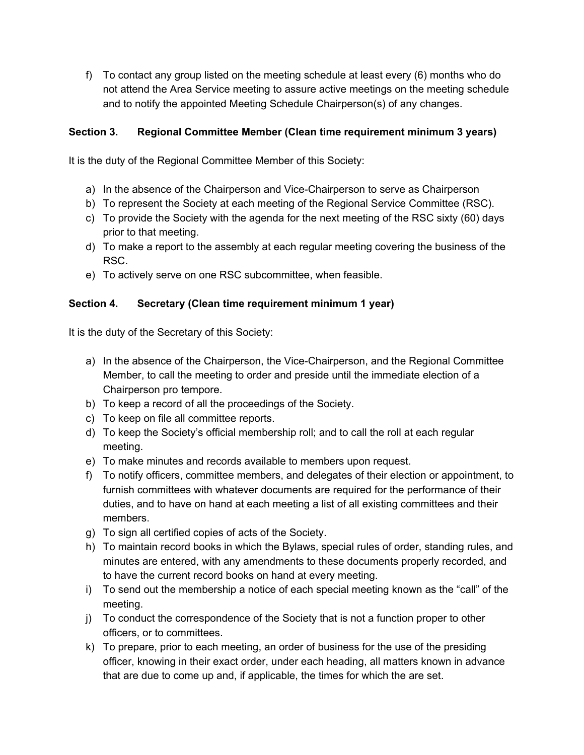f) To contact any group listed on the meeting schedule at least every (6) months who do not attend the Area Service meeting to assure active meetings on the meeting schedule and to notify the appointed Meeting Schedule Chairperson(s) of any changes.

**Section 3. Regional Committee Member (Clean time requirement minimum 3 years)**

It is the duty of the Regional Committee Member of this Society:

a) In the absence of the Chairperson and Vice-Chairperson to serve as Chairperson
b) To represent the Society at each meeting of the Regional Service Committee (RSC).
c) To provide the Society with the agenda for the next meeting of the RSC sixty (60) days prior to that meeting.
d) To make a report to the assembly at each regular meeting covering the business of the RSC.
e) To actively serve on one RSC subcommittee, when feasible.

**Section 4. Secretary (Clean time requirement minimum 1 year)**

It is the duty of the Secretary of this Society:

a) In the absence of the Chairperson, the Vice-Chairperson, and the Regional Committee Member, to call the meeting to order and preside until the immediate election of a Chairperson pro tempore.
b) To keep a record of all the proceedings of the Society.
c) To keep on file all committee reports.
d) To keep the Society's official membership roll; and to call the roll at each regular meeting.
e) To make minutes and records available to members upon request.
f) To notify officers, committee members, and delegates of their election or appointment, to furnish committees with whatever documents are required for the performance of their duties, and to have on hand at each meeting a list of all existing committees and their members.
g) To sign all certified copies of acts of the Society.
h) To maintain record books in which the Bylaws, special rules of order, standing rules, and minutes are entered, with any amendments to these documents properly recorded, and to have the current record books on hand at every meeting.
i) To send out the membership a notice of each special meeting known as the "call" of the meeting.
j) To conduct the correspondence of the Society that is not a function proper to other officers, or to committees.
k) To prepare, prior to each meeting, an order of business for the use of the presiding officer, knowing in their exact order, under each heading, all matters known in advance that are due to come up and, if applicable, the times for which the are set.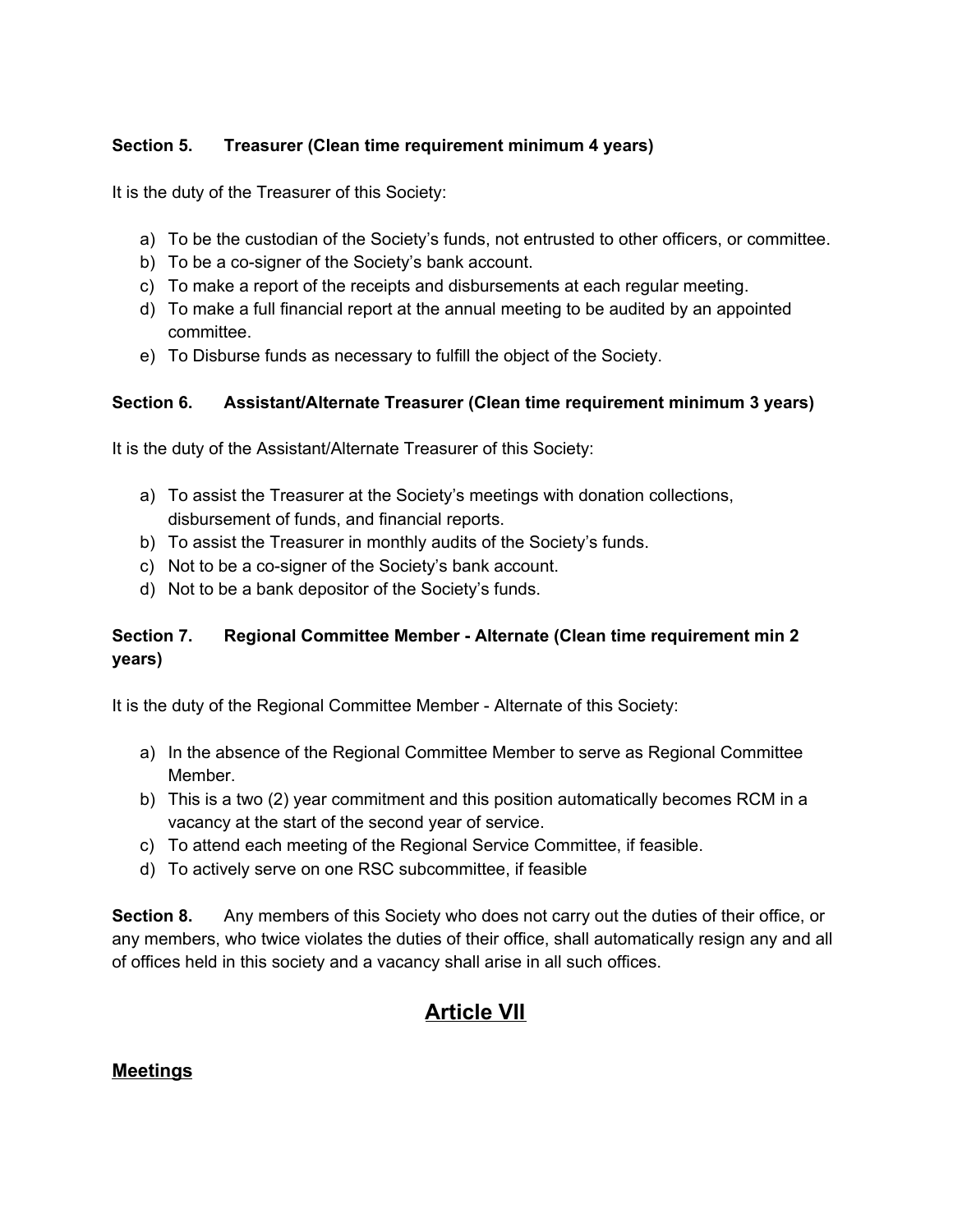**Section 5. Treasurer (Clean time requirement minimum 4 years)**

It is the duty of the Treasurer of this Society:

a) To be the custodian of the Society's funds, not entrusted to other officers, or committee.
b) To be a co-signer of the Society's bank account.
c) To make a report of the receipts and disbursements at each regular meeting.
d) To make a full financial report at the annual meeting to be audited by an appointed committee.
e) To Disburse funds as necessary to fulfill the object of the Society.

**Section 6. Assistant/Alternate Treasurer (Clean time requirement minimum 3 years)**

It is the duty of the Assistant/Alternate Treasurer of this Society:

a) To assist the Treasurer at the Society's meetings with donation collections, disbursement of funds, and financial reports.
b) To assist the Treasurer in monthly audits of the Society's funds.
c) Not to be a co-signer of the Society's bank account.
d) Not to be a bank depositor of the Society's funds.

**Section 7. Regional Committee Member - Alternate (Clean time requirement min 2 years)**

It is the duty of the Regional Committee Member - Alternate of this Society:

a) In the absence of the Regional Committee Member to serve as Regional Committee Member.
b) This is a two (2) year commitment and this position automatically becomes RCM in a vacancy at the start of the second year of service.
c) To attend each meeting of the Regional Service Committee, if feasible.
d) To actively serve on one RSC subcommittee, if feasible

**Section 8.** Any members of this Society who does not carry out the duties of their office, or any members, who twice violates the duties of their office, shall automatically resign any and all of offices held in this society and a vacancy shall arise in all such offices.

## Article VII

### Meetings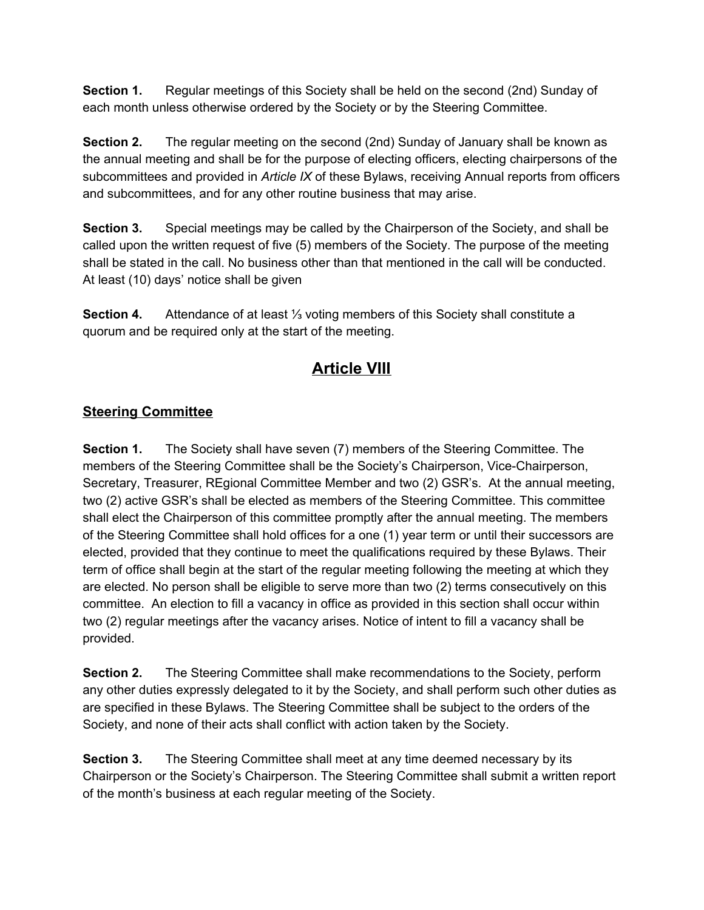**Section 1.** Regular meetings of this Society shall be held on the second (2nd) Sunday of each month unless otherwise ordered by the Society or by the Steering Committee.

**Section 2.** The regular meeting on the second (2nd) Sunday of January shall be known as the annual meeting and shall be for the purpose of electing officers, electing chairpersons of the subcommittees and provided in *Article IX* of these Bylaws, receiving Annual reports from officers and subcommittees, and for any other routine business that may arise.

**Section 3.** Special meetings may be called by the Chairperson of the Society, and shall be called upon the written request of five (5) members of the Society. The purpose of the meeting shall be stated in the call. No business other than that mentioned in the call will be conducted. At least (10) days' notice shall be given

**Section 4.** Attendance of at least ⅓ voting members of this Society shall constitute a quorum and be required only at the start of the meeting.

# Article VIII

## Steering Committee

**Section 1.** The Society shall have seven (7) members of the Steering Committee. The members of the Steering Committee shall be the Society's Chairperson, Vice-Chairperson, Secretary, Treasurer, REgional Committee Member and two (2) GSR's. At the annual meeting, two (2) active GSR's shall be elected as members of the Steering Committee. This committee shall elect the Chairperson of this committee promptly after the annual meeting. The members of the Steering Committee shall hold offices for a one (1) year term or until their successors are elected, provided that they continue to meet the qualifications required by these Bylaws. Their term of office shall begin at the start of the regular meeting following the meeting at which they are elected. No person shall be eligible to serve more than two (2) terms consecutively on this committee. An election to fill a vacancy in office as provided in this section shall occur within two (2) regular meetings after the vacancy arises. Notice of intent to fill a vacancy shall be provided.

**Section 2.** The Steering Committee shall make recommendations to the Society, perform any other duties expressly delegated to it by the Society, and shall perform such other duties as are specified in these Bylaws. The Steering Committee shall be subject to the orders of the Society, and none of their acts shall conflict with action taken by the Society.

**Section 3.** The Steering Committee shall meet at any time deemed necessary by its Chairperson or the Society's Chairperson. The Steering Committee shall submit a written report of the month's business at each regular meeting of the Society.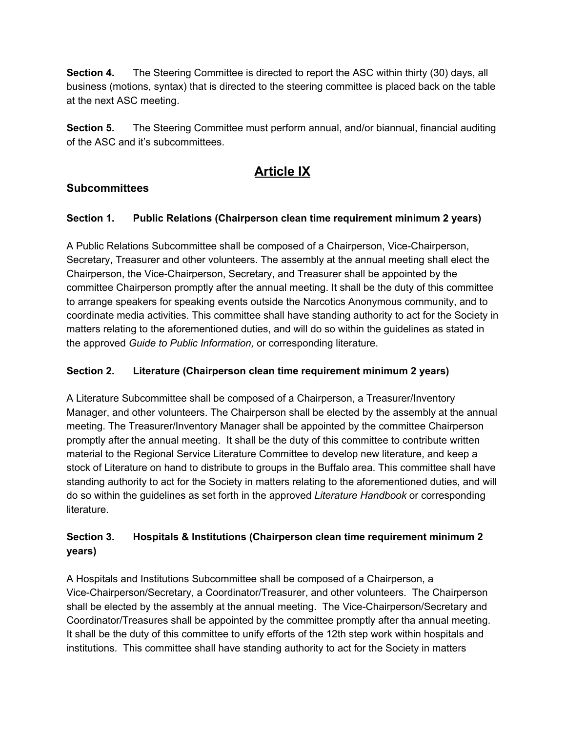**Section 4.** The Steering Committee is directed to report the ASC within thirty (30) days, all business (motions, syntax) that is directed to the steering committee is placed back on the table at the next ASC meeting.

**Section 5.** The Steering Committee must perform annual, and/or biannual, financial auditing of the ASC and it's subcommittees.

# Article IX

## Subcommittees

### Section 1. Public Relations (Chairperson clean time requirement minimum 2 years)

A Public Relations Subcommittee shall be composed of a Chairperson, Vice-Chairperson, Secretary, Treasurer and other volunteers. The assembly at the annual meeting shall elect the Chairperson, the Vice-Chairperson, Secretary, and Treasurer shall be appointed by the committee Chairperson promptly after the annual meeting. It shall be the duty of this committee to arrange speakers for speaking events outside the Narcotics Anonymous community, and to coordinate media activities. This committee shall have standing authority to act for the Society in matters relating to the aforementioned duties, and will do so within the guidelines as stated in the approved *Guide to Public Information,* or corresponding literature.

### Section 2. Literature (Chairperson clean time requirement minimum 2 years)

A Literature Subcommittee shall be composed of a Chairperson, a Treasurer/Inventory Manager, and other volunteers. The Chairperson shall be elected by the assembly at the annual meeting. The Treasurer/Inventory Manager shall be appointed by the committee Chairperson promptly after the annual meeting. It shall be the duty of this committee to contribute written material to the Regional Service Literature Committee to develop new literature, and keep a stock of Literature on hand to distribute to groups in the Buffalo area. This committee shall have standing authority to act for the Society in matters relating to the aforementioned duties, and will do so within the guidelines as set forth in the approved *Literature Handbook* or corresponding literature.

### Section 3. Hospitals & Institutions (Chairperson clean time requirement minimum 2 years)

A Hospitals and Institutions Subcommittee shall be composed of a Chairperson, a Vice-Chairperson/Secretary, a Coordinator/Treasurer, and other volunteers. The Chairperson shall be elected by the assembly at the annual meeting. The Vice-Chairperson/Secretary and Coordinator/Treasures shall be appointed by the committee promptly after tha annual meeting. It shall be the duty of this committee to unify efforts of the 12th step work within hospitals and institutions. This committee shall have standing authority to act for the Society in matters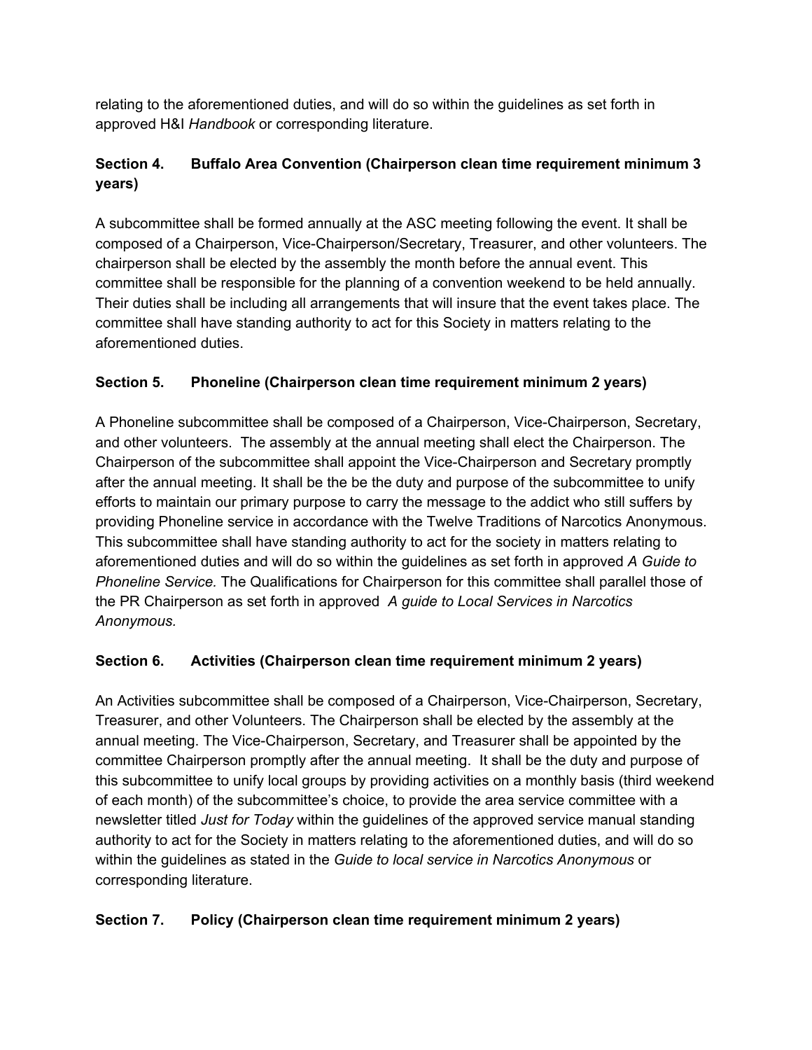relating to the aforementioned duties, and will do so within the guidelines as set forth in approved H&I *Handbook* or corresponding literature.

**Section 4. Buffalo Area Convention (Chairperson clean time requirement minimum 3 years)**

A subcommittee shall be formed annually at the ASC meeting following the event. It shall be composed of a Chairperson, Vice-Chairperson/Secretary, Treasurer, and other volunteers. The chairperson shall be elected by the assembly the month before the annual event. This committee shall be responsible for the planning of a convention weekend to be held annually. Their duties shall be including all arrangements that will insure that the event takes place. The committee shall have standing authority to act for this Society in matters relating to the aforementioned duties.

**Section 5. Phoneline (Chairperson clean time requirement minimum 2 years)**

A Phoneline subcommittee shall be composed of a Chairperson, Vice-Chairperson, Secretary, and other volunteers. The assembly at the annual meeting shall elect the Chairperson. The Chairperson of the subcommittee shall appoint the Vice-Chairperson and Secretary promptly after the annual meeting. It shall be the be the duty and purpose of the subcommittee to unify efforts to maintain our primary purpose to carry the message to the addict who still suffers by providing Phoneline service in accordance with the Twelve Traditions of Narcotics Anonymous. This subcommittee shall have standing authority to act for the society in matters relating to aforementioned duties and will do so within the guidelines as set forth in approved *A Guide to Phoneline Service.* The Qualifications for Chairperson for this committee shall parallel those of the PR Chairperson as set forth in approved *A guide to Local Services in Narcotics Anonymous.*

**Section 6. Activities (Chairperson clean time requirement minimum 2 years)**

An Activities subcommittee shall be composed of a Chairperson, Vice-Chairperson, Secretary, Treasurer, and other Volunteers. The Chairperson shall be elected by the assembly at the annual meeting. The Vice-Chairperson, Secretary, and Treasurer shall be appointed by the committee Chairperson promptly after the annual meeting. It shall be the duty and purpose of this subcommittee to unify local groups by providing activities on a monthly basis (third weekend of each month) of the subcommittee's choice, to provide the area service committee with a newsletter titled *Just for Today* within the guidelines of the approved service manual standing authority to act for the Society in matters relating to the aforementioned duties, and will do so within the guidelines as stated in the *Guide to local service in Narcotics Anonymous* or corresponding literature.

**Section 7. Policy (Chairperson clean time requirement minimum 2 years)**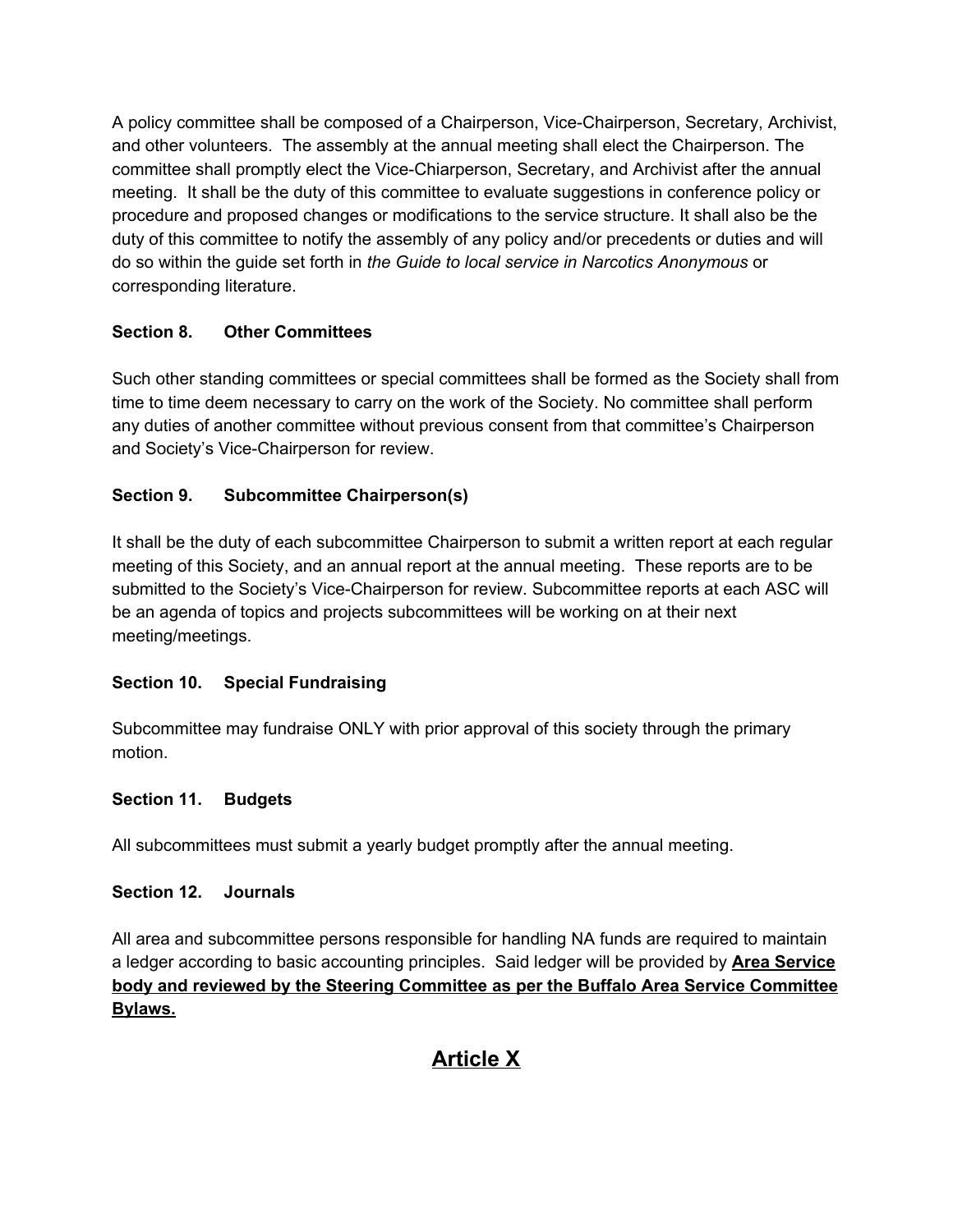A policy committee shall be composed of a Chairperson, Vice-Chairperson, Secretary, Archivist, and other volunteers. The assembly at the annual meeting shall elect the Chairperson. The committee shall promptly elect the Vice-Chiarperson, Secretary, and Archivist after the annual meeting. It shall be the duty of this committee to evaluate suggestions in conference policy or procedure and proposed changes or modifications to the service structure. It shall also be the duty of this committee to notify the assembly of any policy and/or precedents or duties and will do so within the guide set forth in *the Guide to local service in Narcotics Anonymous* or corresponding literature.

**Section 8. Other Committees**

Such other standing committees or special committees shall be formed as the Society shall from time to time deem necessary to carry on the work of the Society. No committee shall perform any duties of another committee without previous consent from that committee's Chairperson and Society's Vice-Chairperson for review.

**Section 9. Subcommittee Chairperson(s)**

It shall be the duty of each subcommittee Chairperson to submit a written report at each regular meeting of this Society, and an annual report at the annual meeting. These reports are to be submitted to the Society's Vice-Chairperson for review. Subcommittee reports at each ASC will be an agenda of topics and projects subcommittees will be working on at their next meeting/meetings.

**Section 10. Special Fundraising**

Subcommittee may fundraise ONLY with prior approval of this society through the primary motion.

**Section 11. Budgets**

All subcommittees must submit a yearly budget promptly after the annual meeting.

**Section 12. Journals**

All area and subcommittee persons responsible for handling NA funds are required to maintain a ledger according to basic accounting principles. Said ledger will be provided by **<u>Area Service body and reviewed by the Steering Committee as per the Buffalo Area Service Committee Bylaws.</u>**

# <u>Article X</u>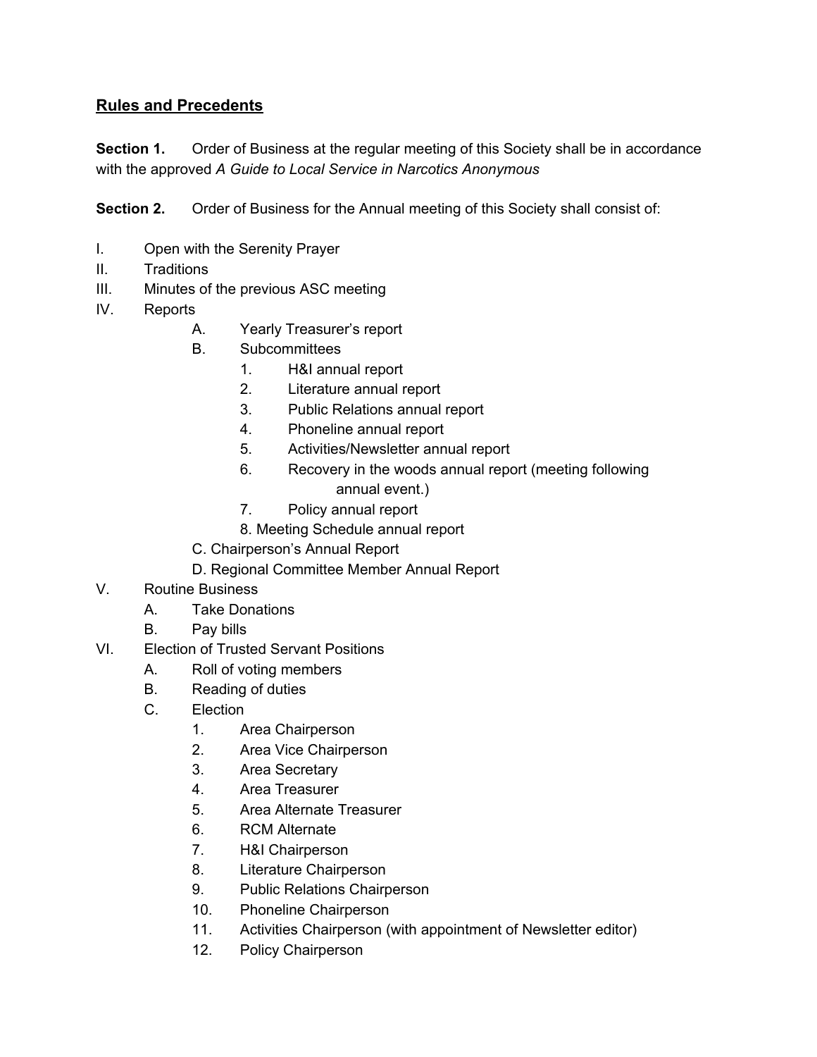## **Rules and Precedents**

**Section 1.** Order of Business at the regular meeting of this Society shall be in accordance with the approved *A Guide to Local Service in Narcotics Anonymous*

**Section 2.** Order of Business for the Annual meeting of this Society shall consist of:

I. Open with the Serenity Prayer
II. Traditions
III. Minutes of the previous ASC meeting
IV. Reports
   A. Yearly Treasurer's report
   B. Subcommittees
      1. H&I annual report
      2. Literature annual report
      3. Public Relations annual report
      4. Phoneline annual report
      5. Activities/Newsletter annual report
      6. Recovery in the woods annual report (meeting following annual event.)
      7. Policy annual report
      8. Meeting Schedule annual report
   C. Chairperson's Annual Report
   D. Regional Committee Member Annual Report
V. Routine Business
   A. Take Donations
   B. Pay bills
VI. Election of Trusted Servant Positions
   A. Roll of voting members
   B. Reading of duties
   C. Election
      1. Area Chairperson
      2. Area Vice Chairperson
      3. Area Secretary
      4. Area Treasurer
      5. Area Alternate Treasurer
      6. RCM Alternate
      7. H&I Chairperson
      8. Literature Chairperson
      9. Public Relations Chairperson
      10. Phoneline Chairperson
      11. Activities Chairperson (with appointment of Newsletter editor)
      12. Policy Chairperson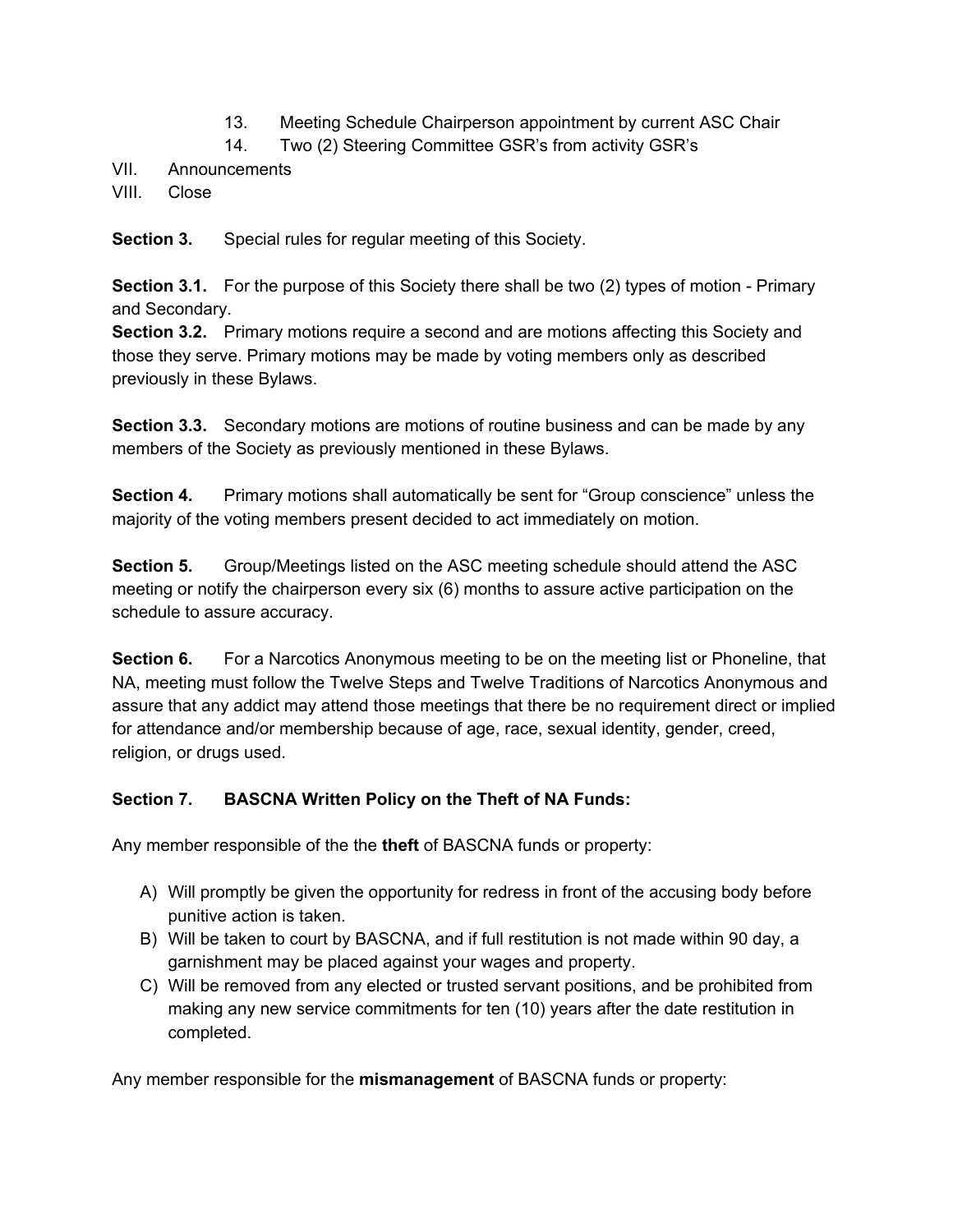13. Meeting Schedule Chairperson appointment by current ASC Chair
14. Two (2) Steering Committee GSR's from activity GSR's

VII. Announcements

VIII. Close

**Section 3.** Special rules for regular meeting of this Society.

**Section 3.1.** For the purpose of this Society there shall be two (2) types of motion - Primary and Secondary.

**Section 3.2.** Primary motions require a second and are motions affecting this Society and those they serve. Primary motions may be made by voting members only as described previously in these Bylaws.

**Section 3.3.** Secondary motions are motions of routine business and can be made by any members of the Society as previously mentioned in these Bylaws.

**Section 4.** Primary motions shall automatically be sent for "Group conscience" unless the majority of the voting members present decided to act immediately on motion.

**Section 5.** Group/Meetings listed on the ASC meeting schedule should attend the ASC meeting or notify the chairperson every six (6) months to assure active participation on the schedule to assure accuracy.

**Section 6.** For a Narcotics Anonymous meeting to be on the meeting list or Phoneline, that NA, meeting must follow the Twelve Steps and Twelve Traditions of Narcotics Anonymous and assure that any addict may attend those meetings that there be no requirement direct or implied for attendance and/or membership because of age, race, sexual identity, gender, creed, religion, or drugs used.

**Section 7. BASCNA Written Policy on the Theft of NA Funds:**

Any member responsible of the the **theft** of BASCNA funds or property:

A) Will promptly be given the opportunity for redress in front of the accusing body before punitive action is taken.
B) Will be taken to court by BASCNA, and if full restitution is not made within 90 day, a garnishment may be placed against your wages and property.
C) Will be removed from any elected or trusted servant positions, and be prohibited from making any new service commitments for ten (10) years after the date restitution in completed.

Any member responsible for the **mismanagement** of BASCNA funds or property: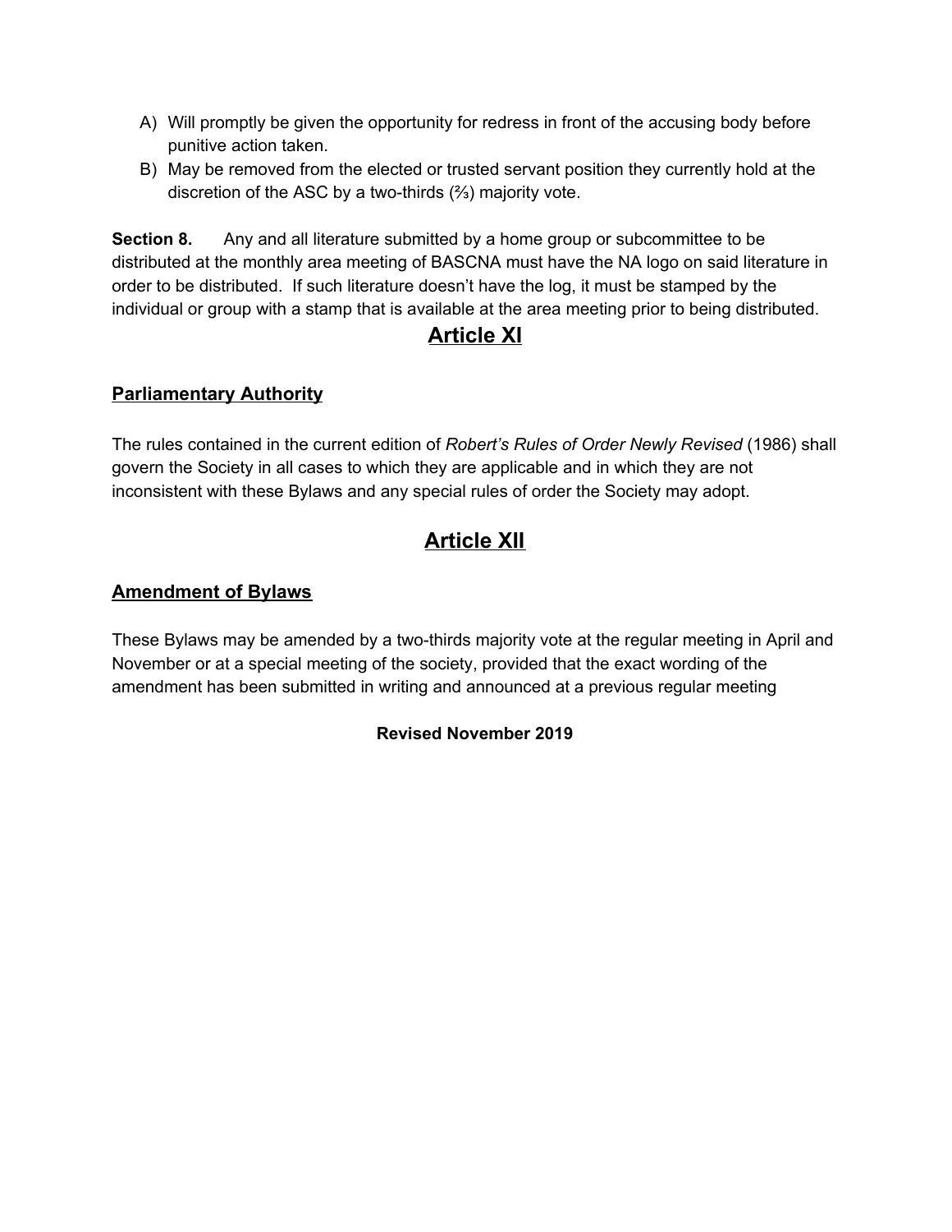A) Will promptly be given the opportunity for redress in front of the accusing body before punitive action taken.
B) May be removed from the elected or trusted servant position they currently hold at the discretion of the ASC by a two-thirds (⅔) majority vote.

**Section 8.** Any and all literature submitted by a home group or subcommittee to be distributed at the monthly area meeting of BASCNA must have the NA logo on said literature in order to be distributed. If such literature doesn't have the log, it must be stamped by the individual or group with a stamp that is available at the area meeting prior to being distributed.

## Article XI

### Parliamentary Authority

The rules contained in the current edition of *Robert's Rules of Order Newly Revised* (1986) shall govern the Society in all cases to which they are applicable and in which they are not inconsistent with these Bylaws and any special rules of order the Society may adopt.

## Article XII

### Amendment of Bylaws

These Bylaws may be amended by a two-thirds majority vote at the regular meeting in April and November or at a special meeting of the society, provided that the exact wording of the amendment has been submitted in writing and announced at a previous regular meeting

**Revised November 2019**